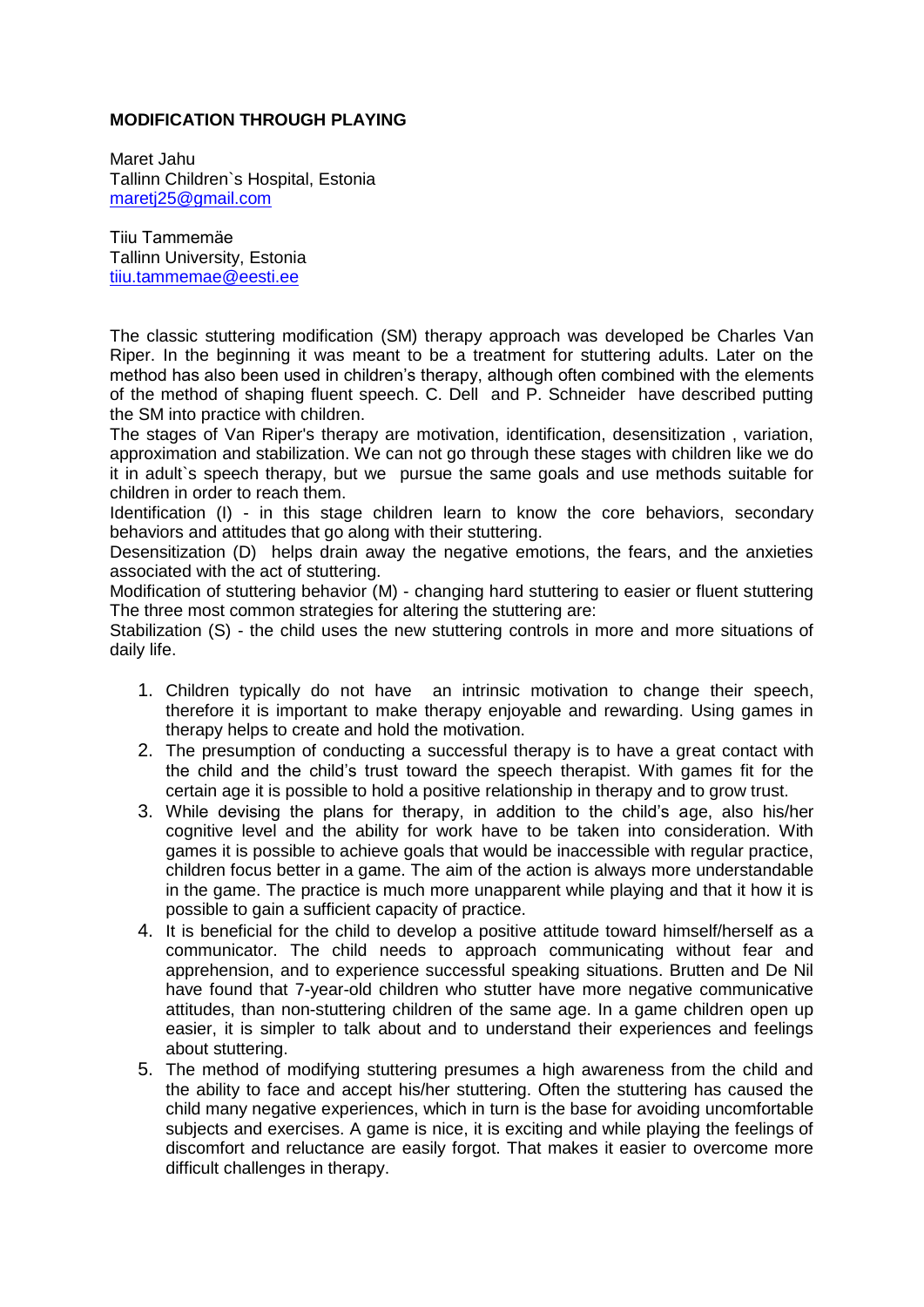**MODIFICATION THROUGH PLAYING**

Maret Jahu
Tallinn Children`s Hospital, Estonia
maretj25@gmail.com

Tiiu Tammemäe
Tallinn University, Estonia
tiiu.tammemae@eesti.ee

The classic stuttering modification (SM) therapy approach was developed be Charles Van Riper. In the beginning it was meant to be a treatment for stuttering adults. Later on the method has also been used in children's therapy, although often combined with the elements of the method of shaping fluent speech. C. Dell and P. Schneider have described putting the SM into practice with children.
The stages of Van Riper's therapy are motivation, identification, desensitization , variation, approximation and stabilization. We can not go through these stages with children like we do it in adult`s speech therapy, but we pursue the same goals and use methods suitable for children in order to reach them.
Identification (I) - in this stage children learn to know the core behaviors, secondary behaviors and attitudes that go along with their stuttering.
Desensitization (D) helps drain away the negative emotions, the fears, and the anxieties associated with the act of stuttering.
Modification of stuttering behavior (M) - changing hard stuttering to easier or fluent stuttering The three most common strategies for altering the stuttering are:
Stabilization (S) - the child uses the new stuttering controls in more and more situations of daily life.

1. Children typically do not have an intrinsic motivation to change their speech, therefore it is important to make therapy enjoyable and rewarding. Using games in therapy helps to create and hold the motivation.
2. The presumption of conducting a successful therapy is to have a great contact with the child and the child's trust toward the speech therapist. With games fit for the certain age it is possible to hold a positive relationship in therapy and to grow trust.
3. While devising the plans for therapy, in addition to the child's age, also his/her cognitive level and the ability for work have to be taken into consideration. With games it is possible to achieve goals that would be inaccessible with regular practice, children focus better in a game. The aim of the action is always more understandable in the game. The practice is much more unapparent while playing and that it how it is possible to gain a sufficient capacity of practice.
4. It is beneficial for the child to develop a positive attitude toward himself/herself as a communicator. The child needs to approach communicating without fear and apprehension, and to experience successful speaking situations. Brutten and De Nil have found that 7-year-old children who stutter have more negative communicative attitudes, than non-stuttering children of the same age. In a game children open up easier, it is simpler to talk about and to understand their experiences and feelings about stuttering.
5. The method of modifying stuttering presumes a high awareness from the child and the ability to face and accept his/her stuttering. Often the stuttering has caused the child many negative experiences, which in turn is the base for avoiding uncomfortable subjects and exercises. A game is nice, it is exciting and while playing the feelings of discomfort and reluctance are easily forgot. That makes it easier to overcome more difficult challenges in therapy.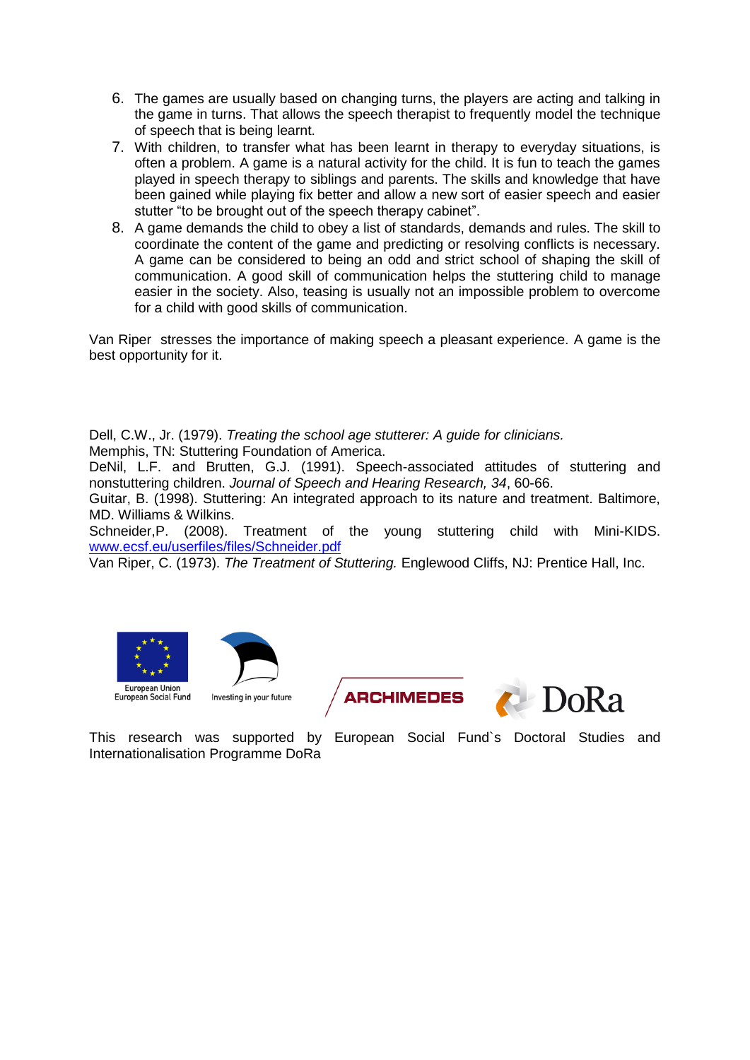6. The games are usually based on changing turns, the players are acting and talking in the game in turns. That allows the speech therapist to frequently model the technique of speech that is being learnt.
7. With children, to transfer what has been learnt in therapy to everyday situations, is often a problem. A game is a natural activity for the child. It is fun to teach the games played in speech therapy to siblings and parents. The skills and knowledge that have been gained while playing fix better and allow a new sort of easier speech and easier stutter "to be brought out of the speech therapy cabinet".
8. A game demands the child to obey a list of standards, demands and rules. The skill to coordinate the content of the game and predicting or resolving conflicts is necessary. A game can be considered to being an odd and strict school of shaping the skill of communication. A good skill of communication helps the stuttering child to manage easier in the society. Also, teasing is usually not an impossible problem to overcome for a child with good skills of communication.

Van Riper stresses the importance of making speech a pleasant experience. A game is the best opportunity for it.

Dell, C.W., Jr. (1979). *Treating the school age stutterer: A guide for clinicians.* Memphis, TN: Stuttering Foundation of America.
DeNil, L.F. and Brutten, G.J. (1991). Speech-associated attitudes of stuttering and nonstuttering children. *Journal of Speech and Hearing Research, 34*, 60-66.
Guitar, B. (1998). Stuttering: An integrated approach to its nature and treatment. Baltimore, MD. Williams & Wilkins.
Schneider,P. (2008). Treatment of the young stuttering child with Mini-KIDS. www.ecsf.eu/userfiles/files/Schneider.pdf
Van Riper, C. (1973). *The Treatment of Stuttering.* Englewood Cliffs, NJ: Prentice Hall, Inc.

European Union
European Social Fund

Investing in your future

ARCHIMEDES

DoRa

This research was supported by European Social Fund`s Doctoral Studies and Internationalisation Programme DoRa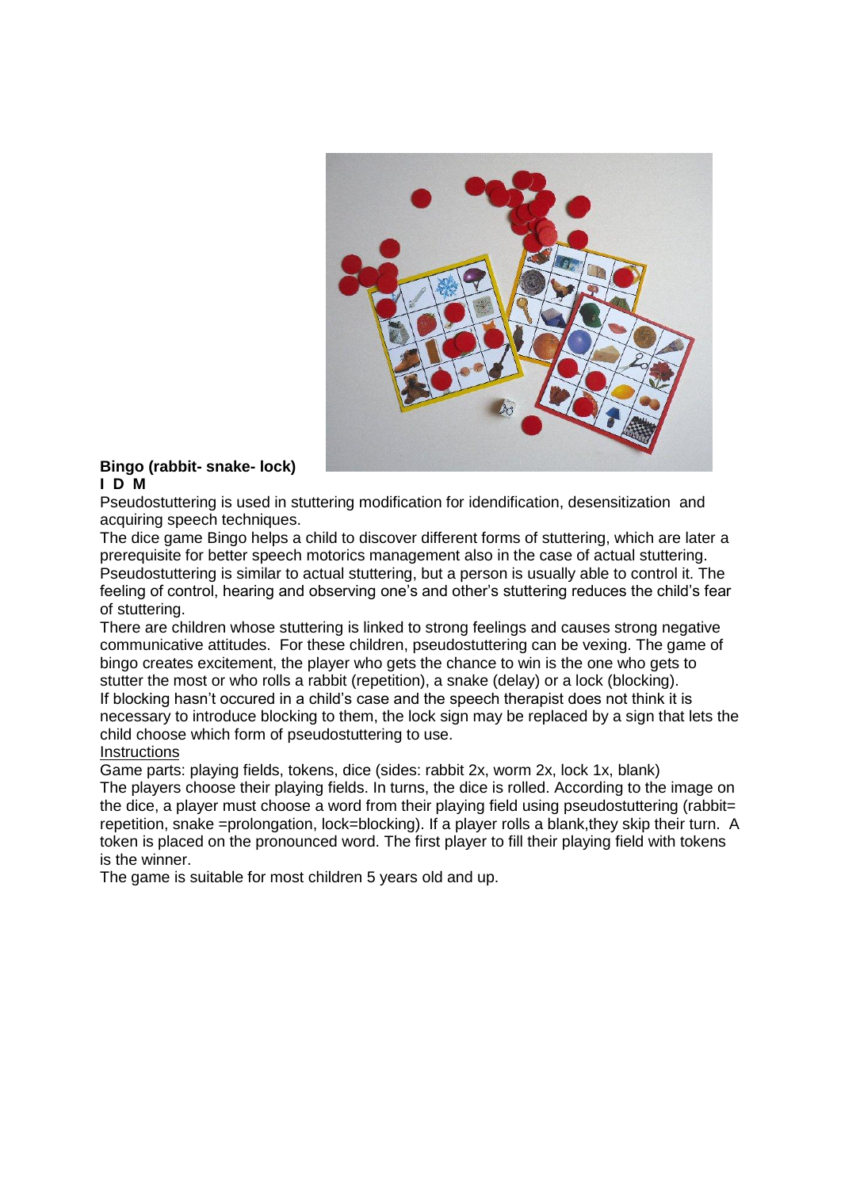**Bingo (rabbit- snake- lock)**
**I D M**

Pseudostuttering is used in stuttering modification for idendification, desensitization and acquiring speech techniques.

The dice game Bingo helps a child to discover different forms of stuttering, which are later a prerequisite for better speech motorics management also in the case of actual stuttering. Pseudostuttering is similar to actual stuttering, but a person is usually able to control it. The feeling of control, hearing and observing one's and other's stuttering reduces the child's fear of stuttering.

There are children whose stuttering is linked to strong feelings and causes strong negative communicative attitudes. For these children, pseudostuttering can be vexing. The game of bingo creates excitement, the player who gets the chance to win is the one who gets to stutter the most or who rolls a rabbit (repetition), a snake (delay) or a lock (blocking).

If blocking hasn't occured in a child's case and the speech therapist does not think it is necessary to introduce blocking to them, the lock sign may be replaced by a sign that lets the child choose which form of pseudostuttering to use.

<u>Instructions</u>

Game parts: playing fields, tokens, dice (sides: rabbit 2x, worm 2x, lock 1x, blank)

The players choose their playing fields. In turns, the dice is rolled. According to the image on the dice, a player must choose a word from their playing field using pseudostuttering (rabbit= repetition, snake =prolongation, lock=blocking). If a player rolls a blank,they skip their turn. A token is placed on the pronounced word. The first player to fill their playing field with tokens is the winner.

The game is suitable for most children 5 years old and up.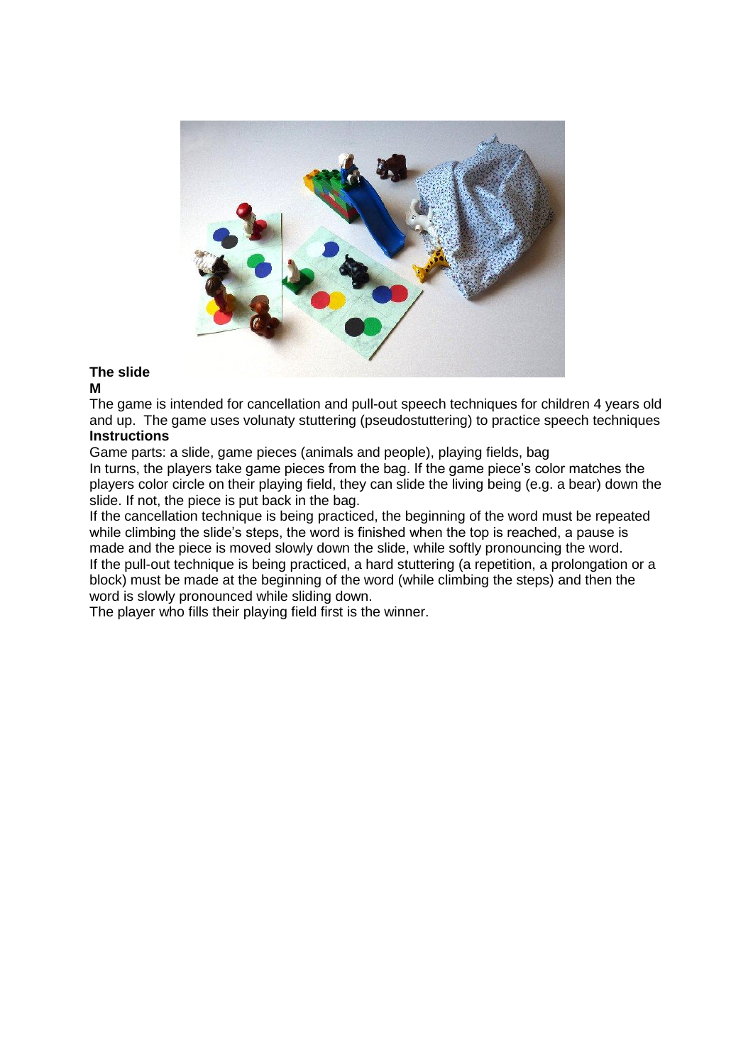**The slide**

**M**

The game is intended for cancellation and pull-out speech techniques for children 4 years old and up. The game uses volunaty stuttering (pseudostuttering) to practice speech techniques

**Instructions**

Game parts: a slide, game pieces (animals and people), playing fields, bag

In turns, the players take game pieces from the bag. If the game piece's color matches the players color circle on their playing field, they can slide the living being (e.g. a bear) down the slide. If not, the piece is put back in the bag.

If the cancellation technique is being practiced, the beginning of the word must be repeated while climbing the slide's steps, the word is finished when the top is reached, a pause is made and the piece is moved slowly down the slide, while softly pronouncing the word.

If the pull-out technique is being practiced, a hard stuttering (a repetition, a prolongation or a block) must be made at the beginning of the word (while climbing the steps) and then the word is slowly pronounced while sliding down.

The player who fills their playing field first is the winner.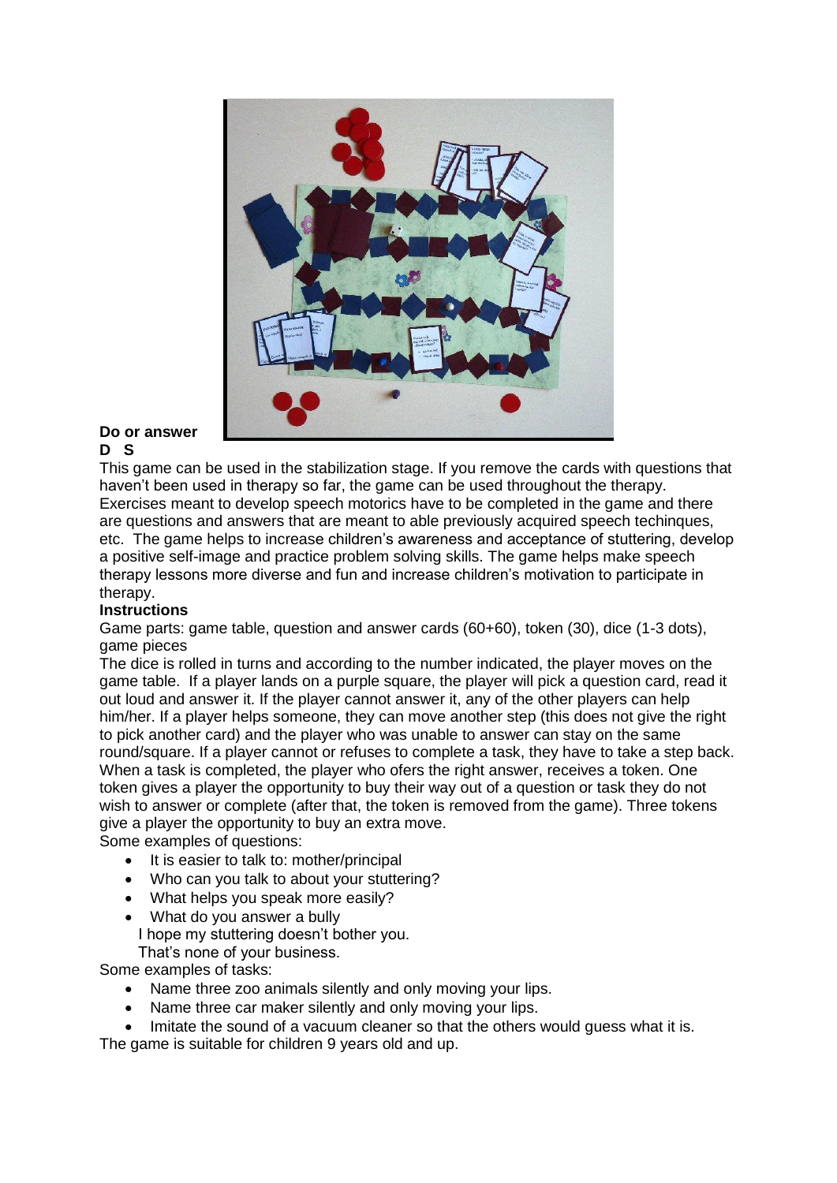**Do or answer**
**D S**

This game can be used in the stabilization stage. If you remove the cards with questions that haven't been used in therapy so far, the game can be used throughout the therapy. Exercises meant to develop speech motorics have to be completed in the game and there are questions and answers that are meant to able previously acquired speech techinques, etc. The game helps to increase children's awareness and acceptance of stuttering, develop a positive self-image and practice problem solving skills. The game helps make speech therapy lessons more diverse and fun and increase children's motivation to participate in therapy.

**Instructions**

Game parts: game table, question and answer cards (60+60), token (30), dice (1-3 dots), game pieces

The dice is rolled in turns and according to the number indicated, the player moves on the game table. If a player lands on a purple square, the player will pick a question card, read it out loud and answer it. If the player cannot answer it, any of the other players can help him/her. If a player helps someone, they can move another step (this does not give the right to pick another card) and the player who was unable to answer can stay on the same round/square. If a player cannot or refuses to complete a task, they have to take a step back. When a task is completed, the player who ofers the right answer, receives a token. One token gives a player the opportunity to buy their way out of a question or task they do not wish to answer or complete (after that, the token is removed from the game). Three tokens give a player the opportunity to buy an extra move.

Some examples of questions:

- It is easier to talk to: mother/principal
- Who can you talk to about your stuttering?
- What helps you speak more easily?
- What do you answer a bully

  I hope my stuttering doesn't bother you.

  That's none of your business.

Some examples of tasks:

- Name three zoo animals silently and only moving your lips.
- Name three car maker silently and only moving your lips.
- Imitate the sound of a vacuum cleaner so that the others would guess what it is.

The game is suitable for children 9 years old and up.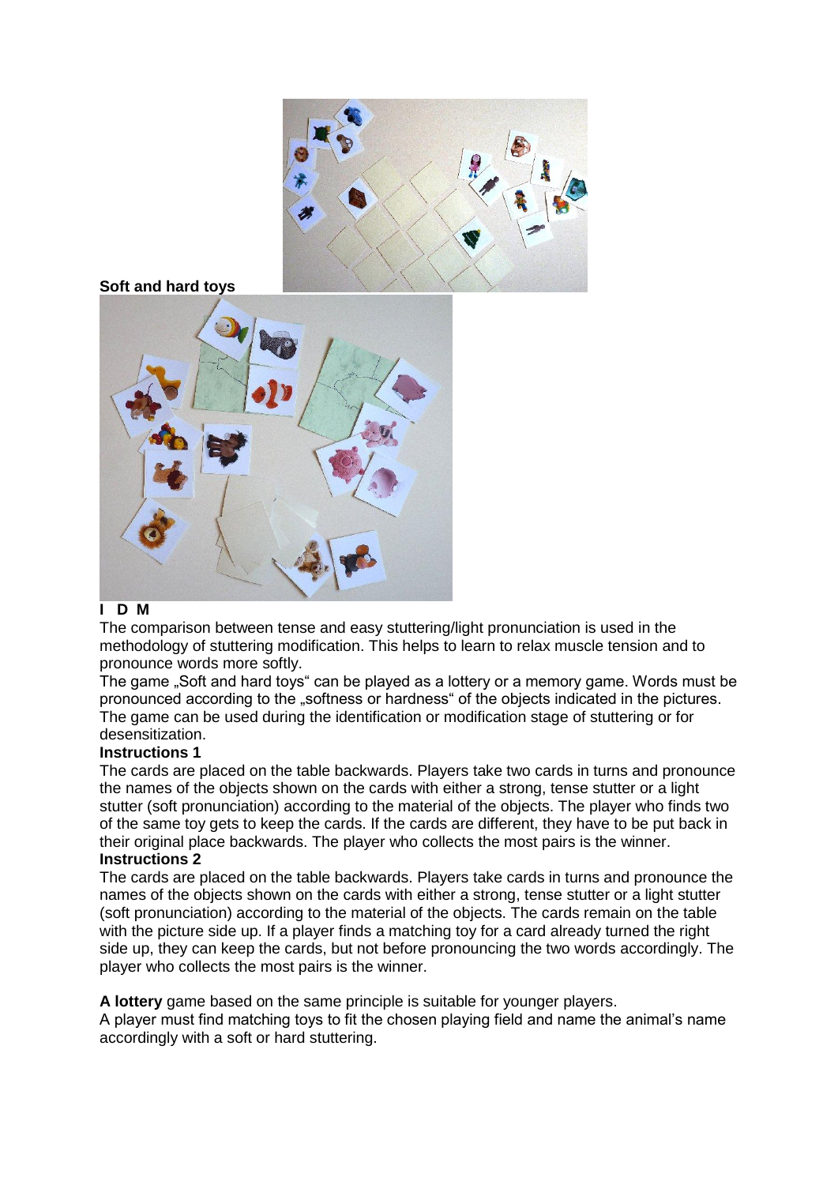**Soft and hard toys**

**I D M**

The comparison between tense and easy stuttering/light pronunciation is used in the methodology of stuttering modification. This helps to learn to relax muscle tension and to pronounce words more softly.

The game „Soft and hard toys“ can be played as a lottery or a memory game. Words must be pronounced according to the „softness or hardness“ of the objects indicated in the pictures. The game can be used during the identification or modification stage of stuttering or for desensitization.

**Instructions 1**

The cards are placed on the table backwards. Players take two cards in turns and pronounce the names of the objects shown on the cards with either a strong, tense stutter or a light stutter (soft pronunciation) according to the material of the objects. The player who finds two of the same toy gets to keep the cards. If the cards are different, they have to be put back in their original place backwards. The player who collects the most pairs is the winner.

**Instructions 2**

The cards are placed on the table backwards. Players take cards in turns and pronounce the names of the objects shown on the cards with either a strong, tense stutter or a light stutter (soft pronunciation) according to the material of the objects. The cards remain on the table with the picture side up. If a player finds a matching toy for a card already turned the right side up, they can keep the cards, but not before pronouncing the two words accordingly. The player who collects the most pairs is the winner.

**A lottery** game based on the same principle is suitable for younger players.

A player must find matching toys to fit the chosen playing field and name the animal's name accordingly with a soft or hard stuttering.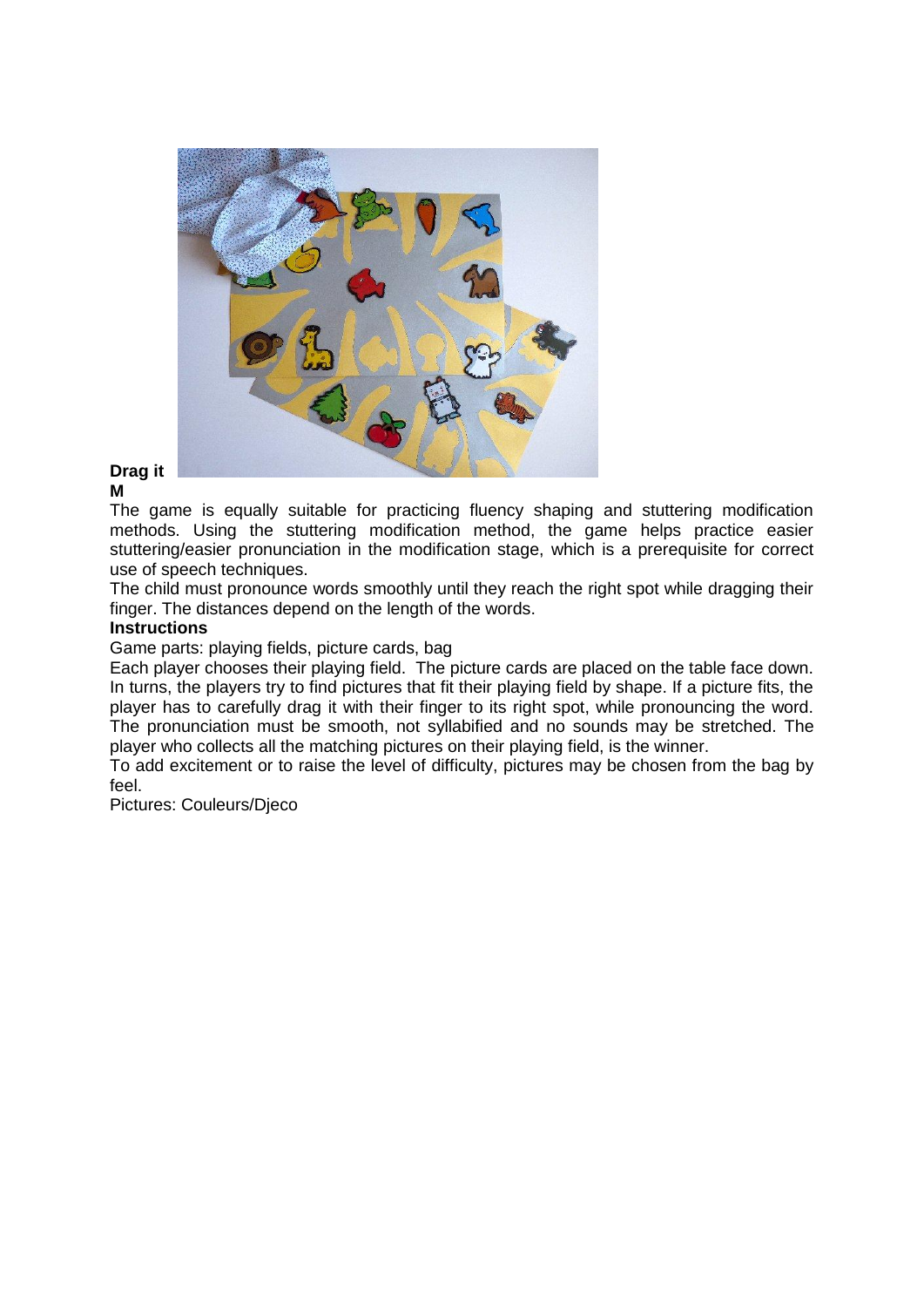**Drag it**

**M**

The game is equally suitable for practicing fluency shaping and stuttering modification methods. Using the stuttering modification method, the game helps practice easier stuttering/easier pronunciation in the modification stage, which is a prerequisite for correct use of speech techniques.

The child must pronounce words smoothly until they reach the right spot while dragging their finger. The distances depend on the length of the words.

**Instructions**

Game parts: playing fields, picture cards, bag

Each player chooses their playing field. The picture cards are placed on the table face down. In turns, the players try to find pictures that fit their playing field by shape. If a picture fits, the player has to carefully drag it with their finger to its right spot, while pronouncing the word. The pronunciation must be smooth, not syllabified and no sounds may be stretched. The player who collects all the matching pictures on their playing field, is the winner.

To add excitement or to raise the level of difficulty, pictures may be chosen from the bag by feel.

Pictures: Couleurs/Djeco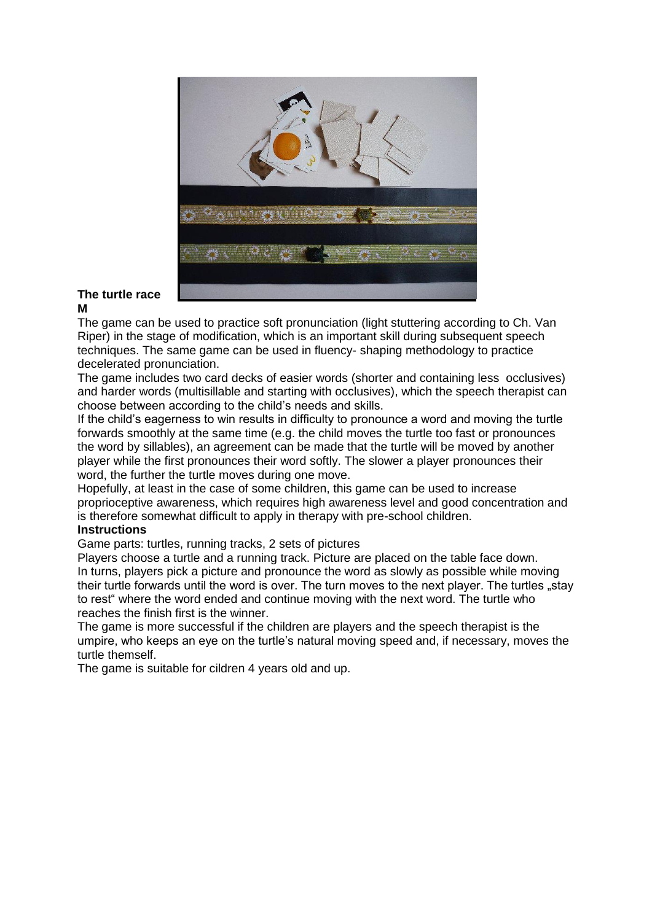**The turtle race**
**M**

The game can be used to practice soft pronunciation (light stuttering according to Ch. Van Riper) in the stage of modification, which is an important skill during subsequent speech techniques. The same game can be used in fluency- shaping methodology to practice decelerated pronunciation.

The game includes two card decks of easier words (shorter and containing less occlusives) and harder words (multisillable and starting with occlusives), which the speech therapist can choose between according to the child's needs and skills.

If the child's eagerness to win results in difficulty to pronounce a word and moving the turtle forwards smoothly at the same time (e.g. the child moves the turtle too fast or pronounces the word by sillables), an agreement can be made that the turtle will be moved by another player while the first pronounces their word softly. The slower a player pronounces their word, the further the turtle moves during one move.

Hopefully, at least in the case of some children, this game can be used to increase proprioceptive awareness, which requires high awareness level and good concentration and is therefore somewhat difficult to apply in therapy with pre-school children.

**Instructions**

Game parts: turtles, running tracks, 2 sets of pictures

Players choose a turtle and a running track. Picture are placed on the table face down. In turns, players pick a picture and pronounce the word as slowly as possible while moving their turtle forwards until the word is over. The turn moves to the next player. The turtles „stay to rest" where the word ended and continue moving with the next word. The turtle who reaches the finish first is the winner.

The game is more successful if the children are players and the speech therapist is the umpire, who keeps an eye on the turtle's natural moving speed and, if necessary, moves the turtle themself.

The game is suitable for cildren 4 years old and up.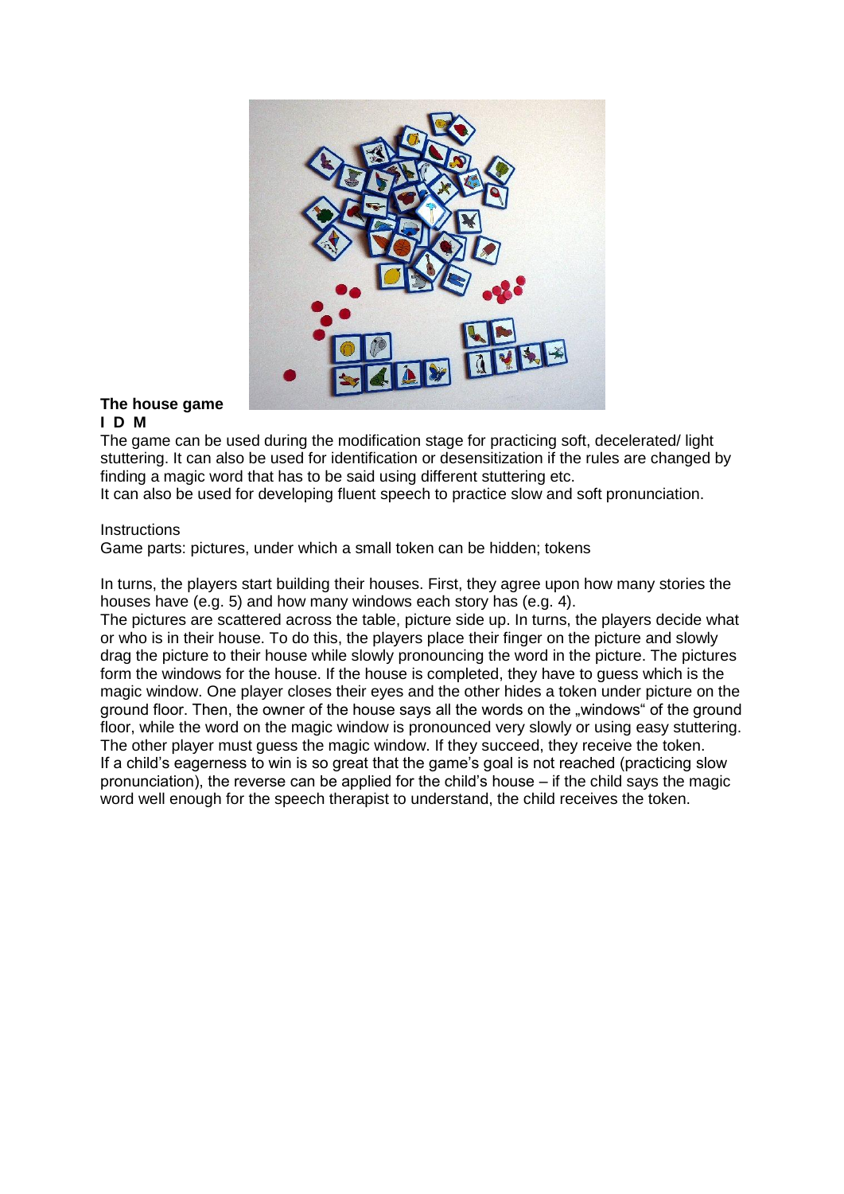**The house game**
**I D M**

The game can be used during the modification stage for practicing soft, decelerated/ light stuttering. It can also be used for identification or desensitization if the rules are changed by finding a magic word that has to be said using different stuttering etc.
It can also be used for developing fluent speech to practice slow and soft pronunciation.

Instructions
Game parts: pictures, under which a small token can be hidden; tokens

In turns, the players start building their houses. First, they agree upon how many stories the houses have (e.g. 5) and how many windows each story has (e.g. 4).
The pictures are scattered across the table, picture side up. In turns, the players decide what or who is in their house. To do this, the players place their finger on the picture and slowly drag the picture to their house while slowly pronouncing the word in the picture. The pictures form the windows for the house. If the house is completed, they have to guess which is the magic window. One player closes their eyes and the other hides a token under picture on the ground floor. Then, the owner of the house says all the words on the „windows" of the ground floor, while the word on the magic window is pronounced very slowly or using easy stuttering. The other player must guess the magic window. If they succeed, they receive the token.
If a child's eagerness to win is so great that the game's goal is not reached (practicing slow pronunciation), the reverse can be applied for the child's house – if the child says the magic word well enough for the speech therapist to understand, the child receives the token.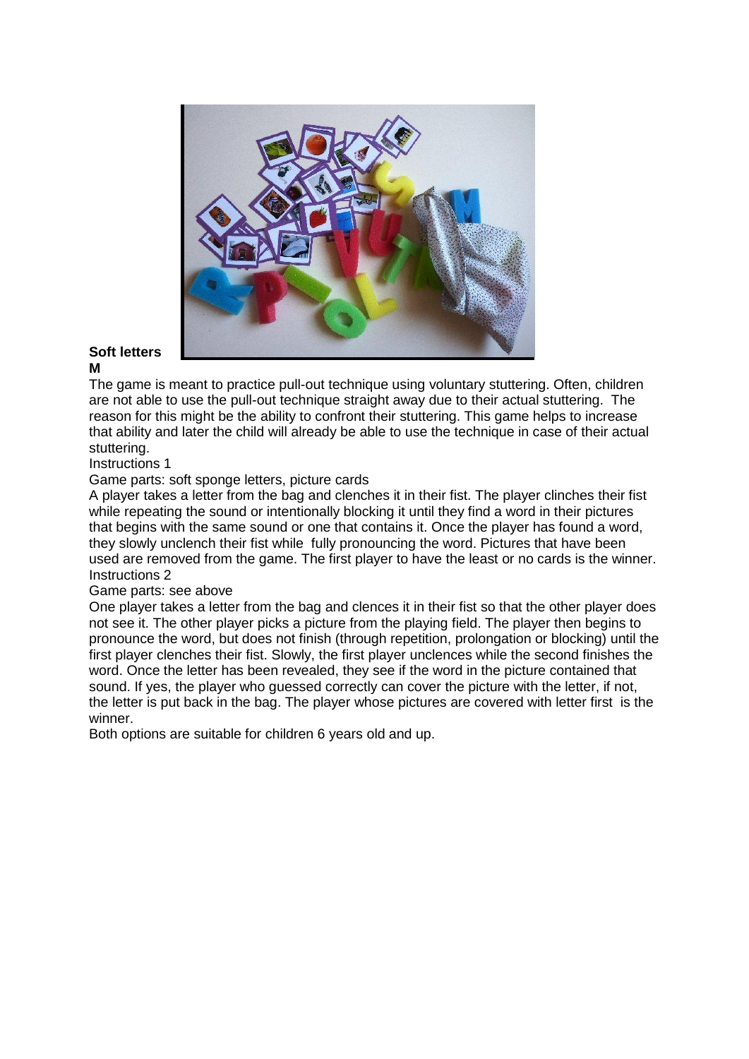**Soft letters**

**M**

The game is meant to practice pull-out technique using voluntary stuttering. Often, children are not able to use the pull-out technique straight away due to their actual stuttering. The reason for this might be the ability to confront their stuttering. This game helps to increase that ability and later the child will already be able to use the technique in case of their actual stuttering.

Instructions 1

Game parts: soft sponge letters, picture cards

A player takes a letter from the bag and clenches it in their fist. The player clinches their fist while repeating the sound or intentionally blocking it until they find a word in their pictures that begins with the same sound or one that contains it. Once the player has found a word, they slowly unclench their fist while fully pronouncing the word. Pictures that have been used are removed from the game. The first player to have the least or no cards is the winner.

Instructions 2

Game parts: see above

One player takes a letter from the bag and clences it in their fist so that the other player does not see it. The other player picks a picture from the playing field. The player then begins to pronounce the word, but does not finish (through repetition, prolongation or blocking) until the first player clenches their fist. Slowly, the first player unclences while the second finishes the word. Once the letter has been revealed, they see if the word in the picture contained that sound. If yes, the player who guessed correctly can cover the picture with the letter, if not, the letter is put back in the bag. The player whose pictures are covered with letter first is the winner.

Both options are suitable for children 6 years old and up.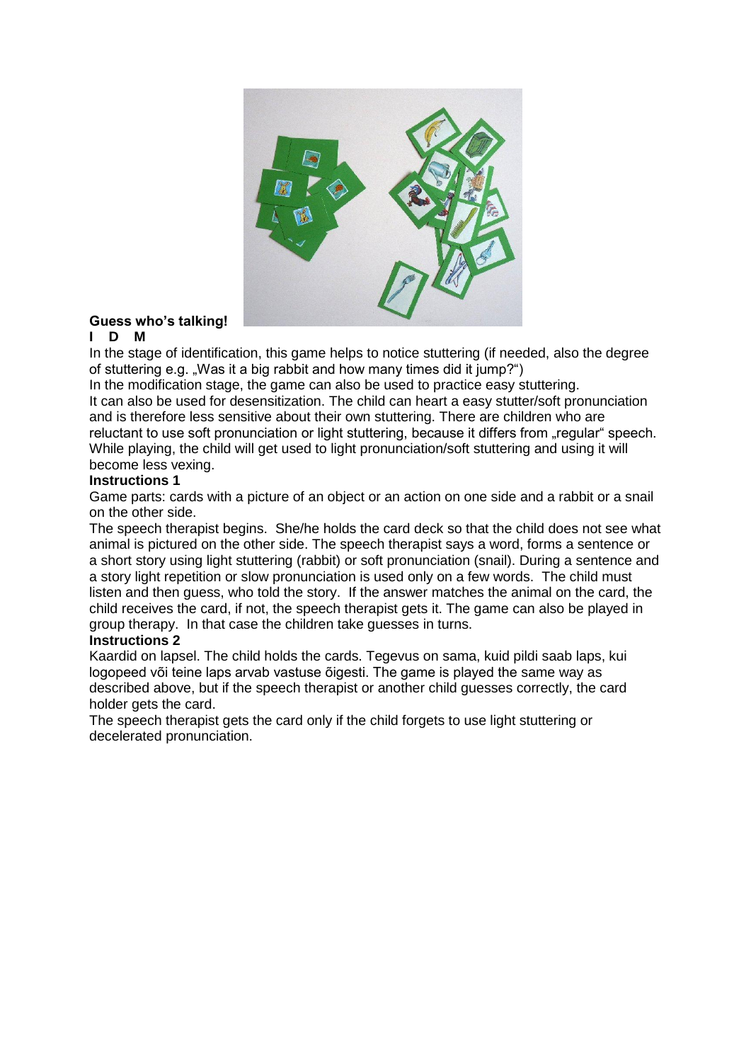**Guess who's talking!**

**I D M**

In the stage of identification, this game helps to notice stuttering (if needed, also the degree of stuttering e.g. „Was it a big rabbit and how many times did it jump?")

In the modification stage, the game can also be used to practice easy stuttering.

It can also be used for desensitization. The child can heart a easy stutter/soft pronunciation and is therefore less sensitive about their own stuttering. There are children who are reluctant to use soft pronunciation or light stuttering, because it differs from „regular" speech. While playing, the child will get used to light pronunciation/soft stuttering and using it will become less vexing.

**Instructions 1**

Game parts: cards with a picture of an object or an action on one side and a rabbit or a snail on the other side.

The speech therapist begins. She/he holds the card deck so that the child does not see what animal is pictured on the other side. The speech therapist says a word, forms a sentence or a short story using light stuttering (rabbit) or soft pronunciation (snail). During a sentence and a story light repetition or slow pronunciation is used only on a few words. The child must listen and then guess, who told the story. If the answer matches the animal on the card, the child receives the card, if not, the speech therapist gets it. The game can also be played in group therapy. In that case the children take guesses in turns.

**Instructions 2**

Kaardid on lapsel. The child holds the cards. Tegevus on sama, kuid pildi saab laps, kui logopeed või teine laps arvab vastuse õigesti. The game is played the same way as described above, but if the speech therapist or another child guesses correctly, the card holder gets the card.

The speech therapist gets the card only if the child forgets to use light stuttering or decelerated pronunciation.